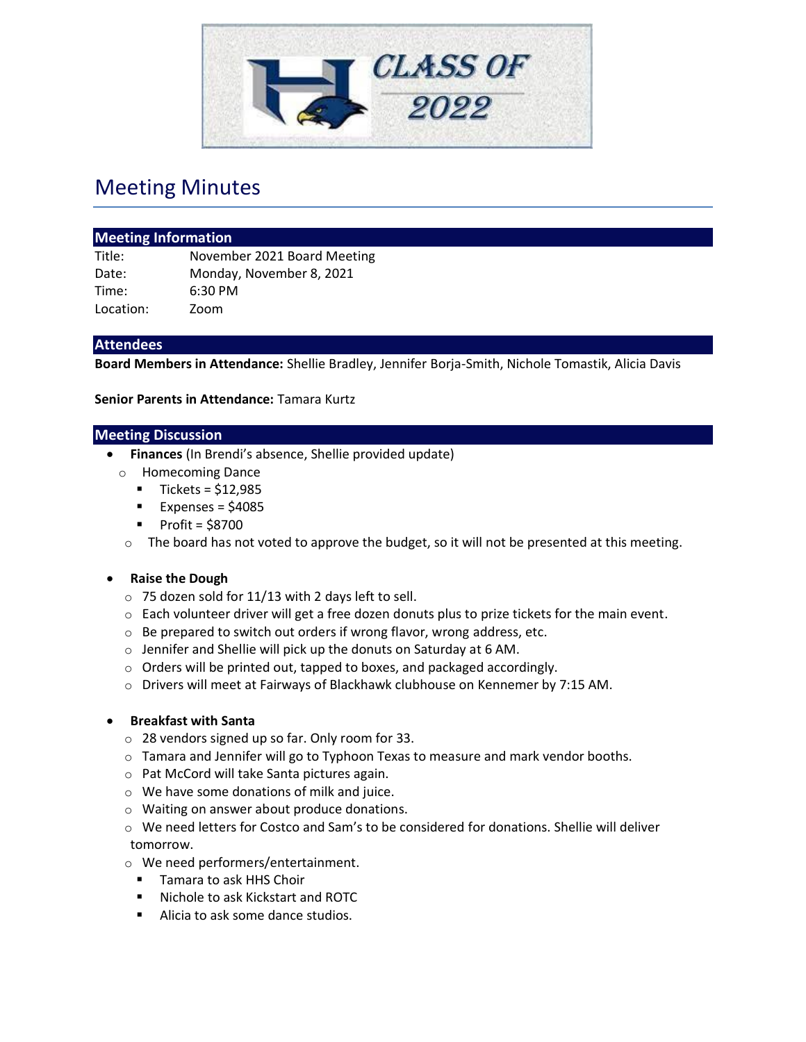# Meeting Minutes

## Meeting Information

Title: November 2021 Board Meeting
Date: Monday, November 8, 2021
Time: 6:30 PM
Location: Zoom

## Attendees

**Board Members in Attendance:** Shellie Bradley, Jennifer Borja-Smith, Nichole Tomastik, Alicia Davis

**Senior Parents in Attendance:** Tamara Kurtz

## Meeting Discussion

- **Finances** (In Brendi's absence, Shellie provided update)
  - Homecoming Dance
    - Tickets = $12,985
    - Expenses = $4085
    - Profit = $8700
  - The board has not voted to approve the budget, so it will not be presented at this meeting.

- **Raise the Dough**
  - 75 dozen sold for 11/13 with 2 days left to sell.
  - Each volunteer driver will get a free dozen donuts plus to prize tickets for the main event.
  - Be prepared to switch out orders if wrong flavor, wrong address, etc.
  - Jennifer and Shellie will pick up the donuts on Saturday at 6 AM.
  - Orders will be printed out, tapped to boxes, and packaged accordingly.
  - Drivers will meet at Fairways of Blackhawk clubhouse on Kennemer by 7:15 AM.

- **Breakfast with Santa**
  - 28 vendors signed up so far. Only room for 33.
  - Tamara and Jennifer will go to Typhoon Texas to measure and mark vendor booths.
  - Pat McCord will take Santa pictures again.
  - We have some donations of milk and juice.
  - Waiting on answer about produce donations.
  - We need letters for Costco and Sam's to be considered for donations. Shellie will deliver tomorrow.
  - We need performers/entertainment.
    - Tamara to ask HHS Choir
    - Nichole to ask Kickstart and ROTC
    - Alicia to ask some dance studios.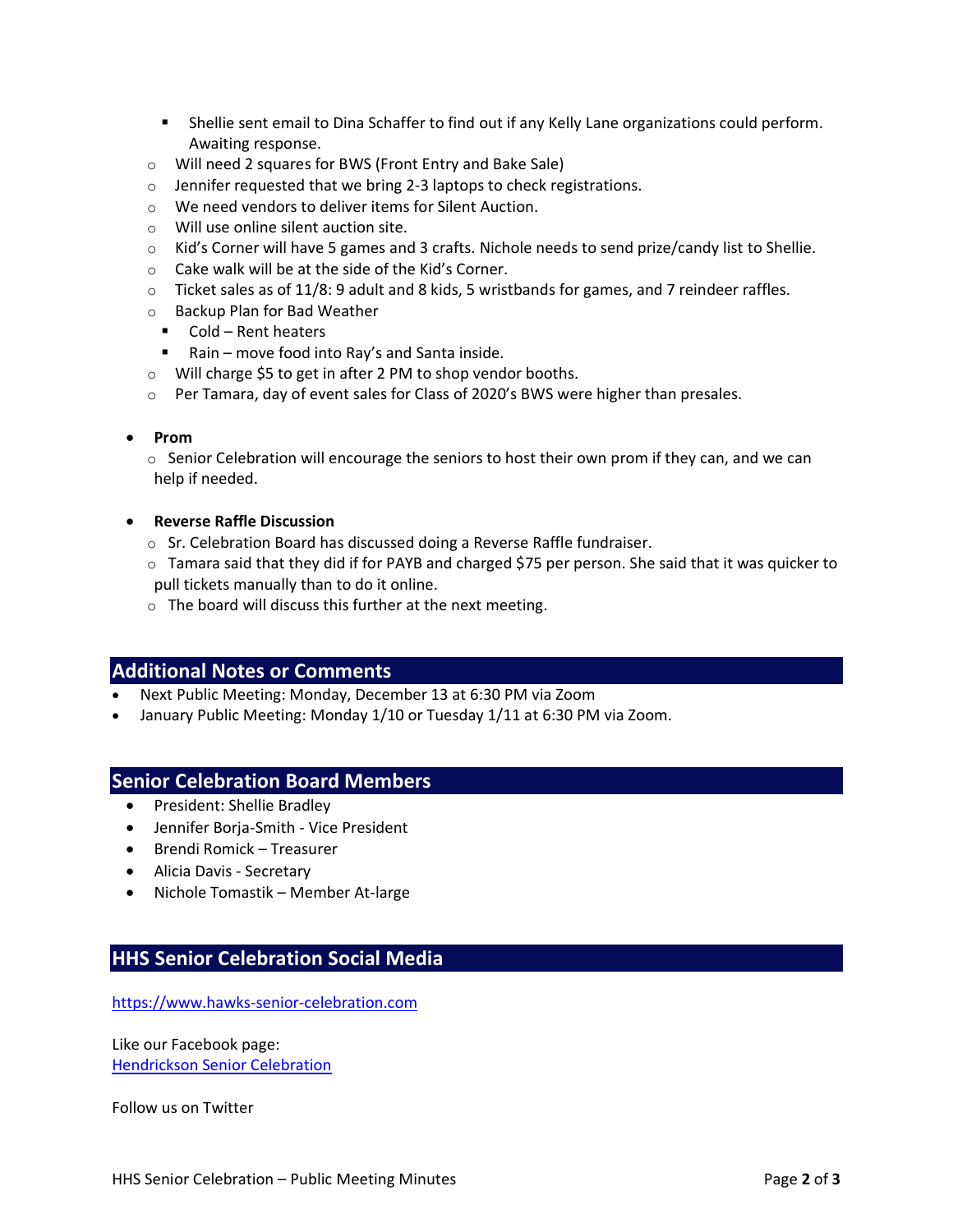- Shellie sent email to Dina Schaffer to find out if any Kelly Lane organizations could perform. Awaiting response.
    - Will need 2 squares for BWS (Front Entry and Bake Sale)
    - Jennifer requested that we bring 2-3 laptops to check registrations.
    - We need vendors to deliver items for Silent Auction.
    - Will use online silent auction site.
    - Kid's Corner will have 5 games and 3 crafts. Nichole needs to send prize/candy list to Shellie.
    - Cake walk will be at the side of the Kid's Corner.
    - Ticket sales as of 11/8: 9 adult and 8 kids, 5 wristbands for games, and 7 reindeer raffles.
    - Backup Plan for Bad Weather
        - Cold – Rent heaters
        - Rain – move food into Ray's and Santa inside.
    - Will charge $5 to get in after 2 PM to shop vendor booths.
    - Per Tamara, day of event sales for Class of 2020's BWS were higher than presales.

- **Prom**
    - Senior Celebration will encourage the seniors to host their own prom if they can, and we can help if needed.

- **Reverse Raffle Discussion**
    - Sr. Celebration Board has discussed doing a Reverse Raffle fundraiser.
    - Tamara said that they did if for PAYB and charged $75 per person. She said that it was quicker to pull tickets manually than to do it online.
    - The board will discuss this further at the next meeting.

## Additional Notes or Comments

- Next Public Meeting: Monday, December 13 at 6:30 PM via Zoom
- January Public Meeting: Monday 1/10 or Tuesday 1/11 at 6:30 PM via Zoom.

## Senior Celebration Board Members

- President: Shellie Bradley
- Jennifer Borja-Smith - Vice President
- Brendi Romick – Treasurer
- Alicia Davis - Secretary
- Nichole Tomastik – Member At-large

## HHS Senior Celebration Social Media

https://www.hawks-senior-celebration.com

Like our Facebook page:
Hendrickson Senior Celebration

Follow us on Twitter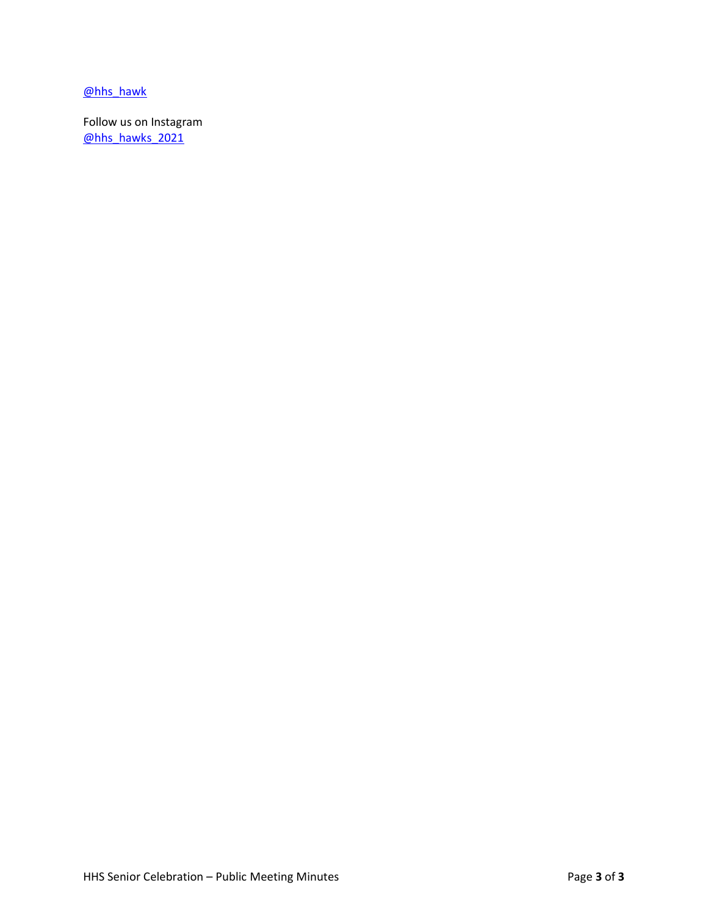@hhs_hawk

Follow us on Instagram
@hhs_hawks_2021